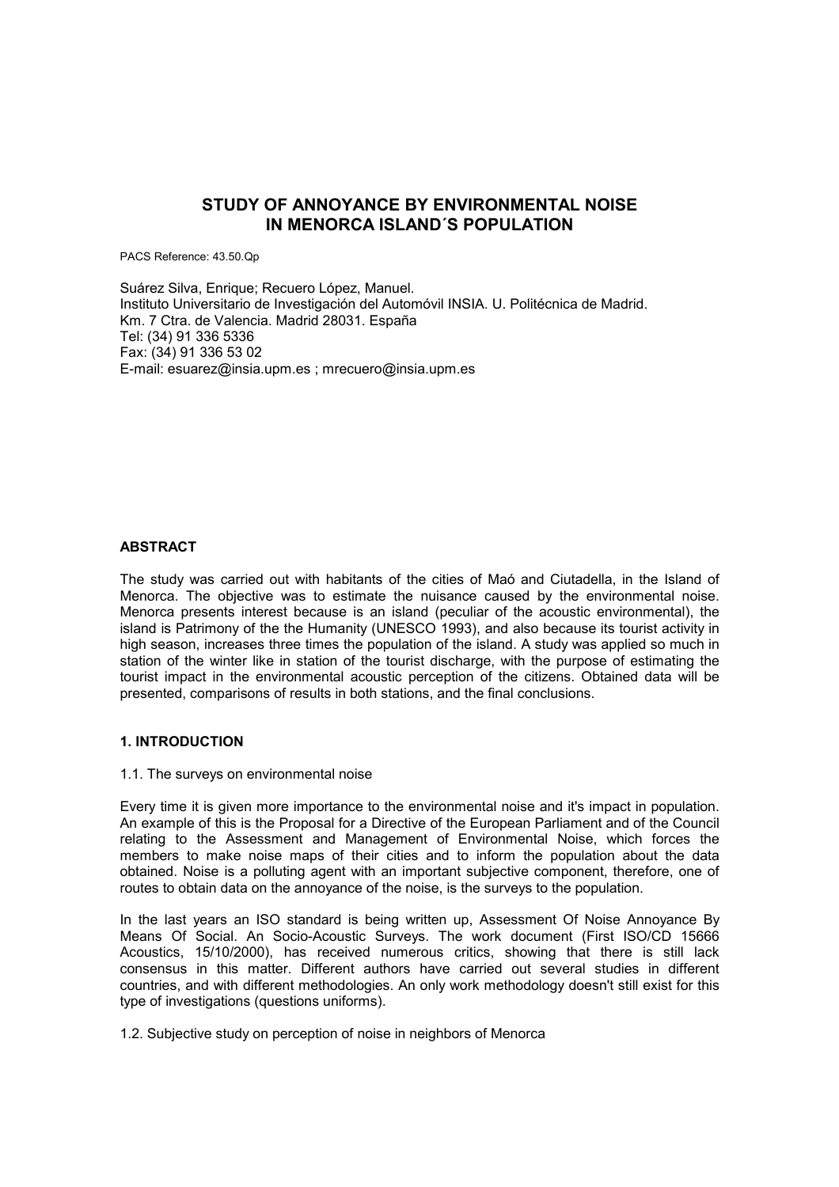# STUDY OF ANNOYANCE BY ENVIRONMENTAL NOISE IN MENORCA ISLAND´S POPULATION

PACS Reference: 43.50.Qp

Suárez Silva, Enrique; Recuero López, Manuel.
Instituto Universitario de Investigación del Automóvil INSIA. U. Politécnica de Madrid.
Km. 7 Ctra. de Valencia. Madrid 28031. España
Tel: (34) 91 336 5336
Fax: (34) 91 336 53 02
E-mail: esuarez@insia.upm.es ; mrecuero@insia.upm.es

## ABSTRACT

The study was carried out with habitants of the cities of Maó and Ciutadella, in the Island of Menorca. The objective was to estimate the nuisance caused by the environmental noise. Menorca presents interest because is an island (peculiar of the acoustic environmental), the island is Patrimony of the the Humanity (UNESCO 1993), and also because its tourist activity in high season, increases three times the population of the island. A study was applied so much in station of the winter like in station of the tourist discharge, with the purpose of estimating the tourist impact in the environmental acoustic perception of the citizens. Obtained data will be presented, comparisons of results in both stations, and the final conclusions.

## 1. INTRODUCTION

### 1.1. The surveys on environmental noise

Every time it is given more importance to the environmental noise and it's impact in population. An example of this is the Proposal for a Directive of the European Parliament and of the Council relating to the Assessment and Management of Environmental Noise, which forces the members to make noise maps of their cities and to inform the population about the data obtained. Noise is a polluting agent with an important subjective component, therefore, one of routes to obtain data on the annoyance of the noise, is the surveys to the population.

In the last years an ISO standard is being written up, Assessment Of Noise Annoyance By Means Of Social. An Socio-Acoustic Surveys. The work document (First ISO/CD 15666 Acoustics, 15/10/2000), has received numerous critics, showing that there is still lack consensus in this matter. Different authors have carried out several studies in different countries, and with different methodologies. An only work methodology doesn't still exist for this type of investigations (questions uniforms).

### 1.2. Subjective study on perception of noise in neighbors of Menorca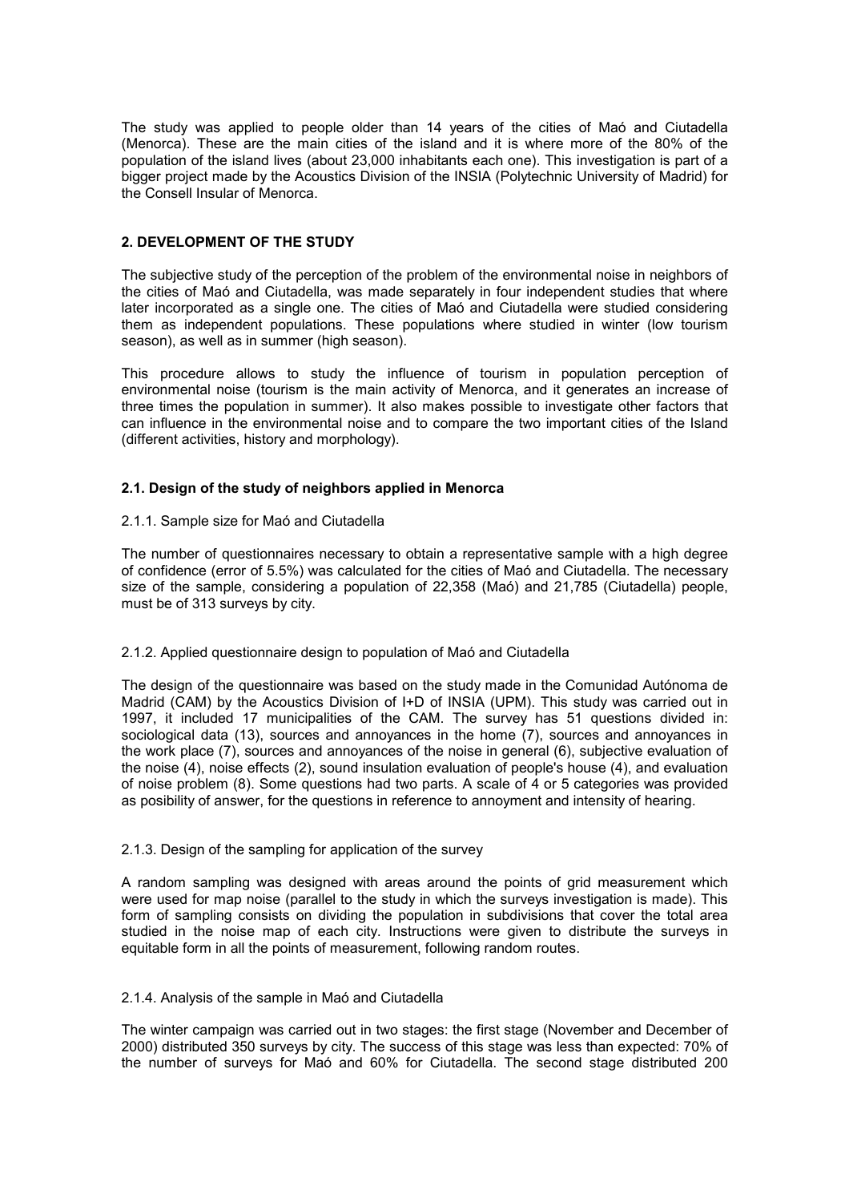The study was applied to people older than 14 years of the cities of Maó and Ciutadella (Menorca). These are the main cities of the island and it is where more of the 80% of the population of the island lives (about 23,000 inhabitants each one). This investigation is part of a bigger project made by the Acoustics Division of the INSIA (Polytechnic University of Madrid) for the Consell Insular of Menorca.

## 2. DEVELOPMENT OF THE STUDY

The subjective study of the perception of the problem of the environmental noise in neighbors of the cities of Maó and Ciutadella, was made separately in four independent studies that where later incorporated as a single one. The cities of Maó and Ciutadella were studied considering them as independent populations. These populations where studied in winter (low tourism season), as well as in summer (high season).

This procedure allows to study the influence of tourism in population perception of environmental noise (tourism is the main activity of Menorca, and it generates an increase of three times the population in summer). It also makes possible to investigate other factors that can influence in the environmental noise and to compare the two important cities of the Island (different activities, history and morphology).

### 2.1. Design of the study of neighbors applied in Menorca

#### 2.1.1. Sample size for Maó and Ciutadella

The number of questionnaires necessary to obtain a representative sample with a high degree of confidence (error of 5.5%) was calculated for the cities of Maó and Ciutadella. The necessary size of the sample, considering a population of 22,358 (Maó) and 21,785 (Ciutadella) people, must be of 313 surveys by city.

#### 2.1.2. Applied questionnaire design to population of Maó and Ciutadella

The design of the questionnaire was based on the study made in the Comunidad Autónoma de Madrid (CAM) by the Acoustics Division of I+D of INSIA (UPM). This study was carried out in 1997, it included 17 municipalities of the CAM. The survey has 51 questions divided in: sociological data (13), sources and annoyances in the home (7), sources and annoyances in the work place (7), sources and annoyances of the noise in general (6), subjective evaluation of the noise (4), noise effects (2), sound insulation evaluation of people's house (4), and evaluation of noise problem (8). Some questions had two parts. A scale of 4 or 5 categories was provided as posibility of answer, for the questions in reference to annoyment and intensity of hearing.

#### 2.1.3. Design of the sampling for application of the survey

A random sampling was designed with areas around the points of grid measurement which were used for map noise (parallel to the study in which the surveys investigation is made). This form of sampling consists on dividing the population in subdivisions that cover the total area studied in the noise map of each city. Instructions were given to distribute the surveys in equitable form in all the points of measurement, following random routes.

#### 2.1.4. Analysis of the sample in Maó and Ciutadella

The winter campaign was carried out in two stages: the first stage (November and December of 2000) distributed 350 surveys by city. The success of this stage was less than expected: 70% of the number of surveys for Maó and 60% for Ciutadella. The second stage distributed 200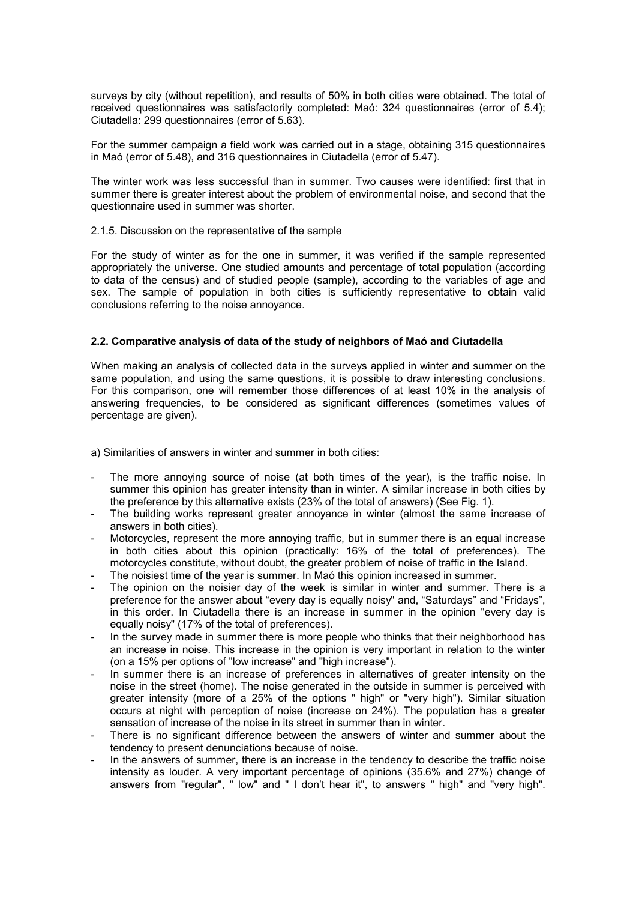surveys by city (without repetition), and results of 50% in both cities were obtained. The total of received questionnaires was satisfactorily completed: Maó: 324 questionnaires (error of 5.4); Ciutadella: 299 questionnaires (error of 5.63).

For the summer campaign a field work was carried out in a stage, obtaining 315 questionnaires in Maó (error of 5.48), and 316 questionnaires in Ciutadella (error of 5.47).

The winter work was less successful than in summer. Two causes were identified: first that in summer there is greater interest about the problem of environmental noise, and second that the questionnaire used in summer was shorter.

2.1.5. Discussion on the representative of the sample

For the study of winter as for the one in summer, it was verified if the sample represented appropriately the universe. One studied amounts and percentage of total population (according to data of the census) and of studied people (sample), according to the variables of age and sex. The sample of population in both cities is sufficiently representative to obtain valid conclusions referring to the noise annoyance.

### 2.2. Comparative analysis of data of the study of neighbors of Maó and Ciutadella

When making an analysis of collected data in the surveys applied in winter and summer on the same population, and using the same questions, it is possible to draw interesting conclusions. For this comparison, one will remember those differences of at least 10% in the analysis of answering frequencies, to be considered as significant differences (sometimes values of percentage are given).

a) Similarities of answers in winter and summer in both cities:

- The more annoying source of noise (at both times of the year), is the traffic noise. In summer this opinion has greater intensity than in winter. A similar increase in both cities by the preference by this alternative exists (23% of the total of answers) (See Fig. 1).
- The building works represent greater annoyance in winter (almost the same increase of answers in both cities).
- Motorcycles, represent the more annoying traffic, but in summer there is an equal increase in both cities about this opinion (practically: 16% of the total of preferences). The motorcycles constitute, without doubt, the greater problem of noise of traffic in the Island.
- The noisiest time of the year is summer. In Maó this opinion increased in summer.
- The opinion on the noisier day of the week is similar in winter and summer. There is a preference for the answer about "every day is equally noisy" and, "Saturdays" and "Fridays", in this order. In Ciutadella there is an increase in summer in the opinion "every day is equally noisy" (17% of the total of preferences).
- In the survey made in summer there is more people who thinks that their neighborhood has an increase in noise. This increase in the opinion is very important in relation to the winter (on a 15% per options of "low increase" and "high increase").
- In summer there is an increase of preferences in alternatives of greater intensity on the noise in the street (home). The noise generated in the outside in summer is perceived with greater intensity (more of a 25% of the options " high" or "very high"). Similar situation occurs at night with perception of noise (increase on 24%). The population has a greater sensation of increase of the noise in its street in summer than in winter.
- There is no significant difference between the answers of winter and summer about the tendency to present denunciations because of noise.
- In the answers of summer, there is an increase in the tendency to describe the traffic noise intensity as louder. A very important percentage of opinions (35.6% and 27%) change of answers from "regular", " low" and " I don't hear it", to answers " high" and "very high".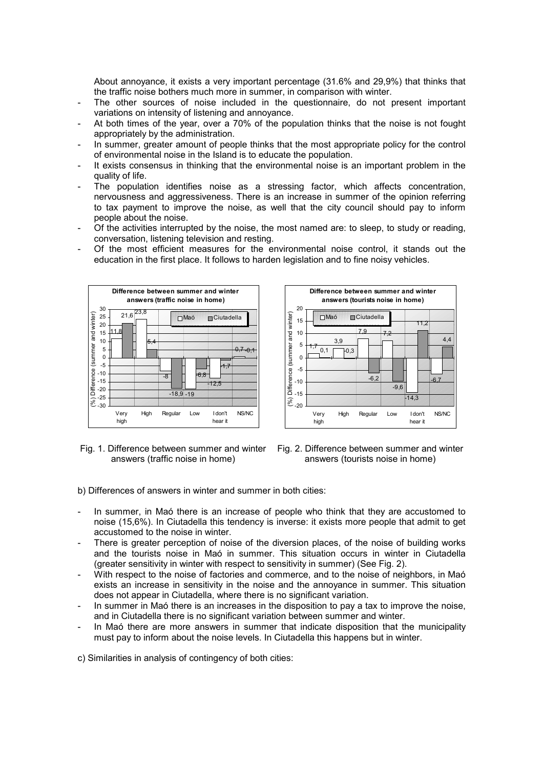About annoyance, it exists a very important percentage (31.6% and 29,9%) that thinks that the traffic noise bothers much more in summer, in comparison with winter.

- The other sources of noise included in the questionnaire, do not present important variations on intensity of listening and annoyance.
- At both times of the year, over a 70% of the population thinks that the noise is not fought appropriately by the administration.
- In summer, greater amount of people thinks that the most appropriate policy for the control of environmental noise in the Island is to educate the population.
- It exists consensus in thinking that the environmental noise is an important problem in the quality of life.
- The population identifies noise as a stressing factor, which affects concentration, nervousness and aggressiveness. There is an increase in summer of the opinion referring to tax payment to improve the noise, as well that the city council should pay to inform people about the noise.
- Of the activities interrupted by the noise, the most named are: to sleep, to study or reading, conversation, listening television and resting.
- Of the most efficient measures for the environmental noise control, it stands out the education in the first place. It follows to harden legislation and to fine noisy vehicles.

Fig. 1. Difference between summer and winter answers (traffic noise in home)

Fig. 2. Difference between summer and winter answers (tourists noise in home)

b) Differences of answers in winter and summer in both cities:

- In summer, in Maó there is an increase of people who think that they are accustomed to noise (15,6%). In Ciutadella this tendency is inverse: it exists more people that admit to get accustomed to the noise in winter.
- There is greater perception of noise of the diversion places, of the noise of building works and the tourists noise in Maó in summer. This situation occurs in winter in Ciutadella (greater sensitivity in winter with respect to sensitivity in summer) (See Fig. 2).
- With respect to the noise of factories and commerce, and to the noise of neighbors, in Maó exists an increase in sensitivity in the noise and the annoyance in summer. This situation does not appear in Ciutadella, where there is no significant variation.
- In summer in Maó there is an increases in the disposition to pay a tax to improve the noise, and in Ciutadella there is no significant variation between summer and winter.
- In Maó there are more answers in summer that indicate disposition that the municipality must pay to inform about the noise levels. In Ciutadella this happens but in winter.

c) Similarities in analysis of contingency of both cities: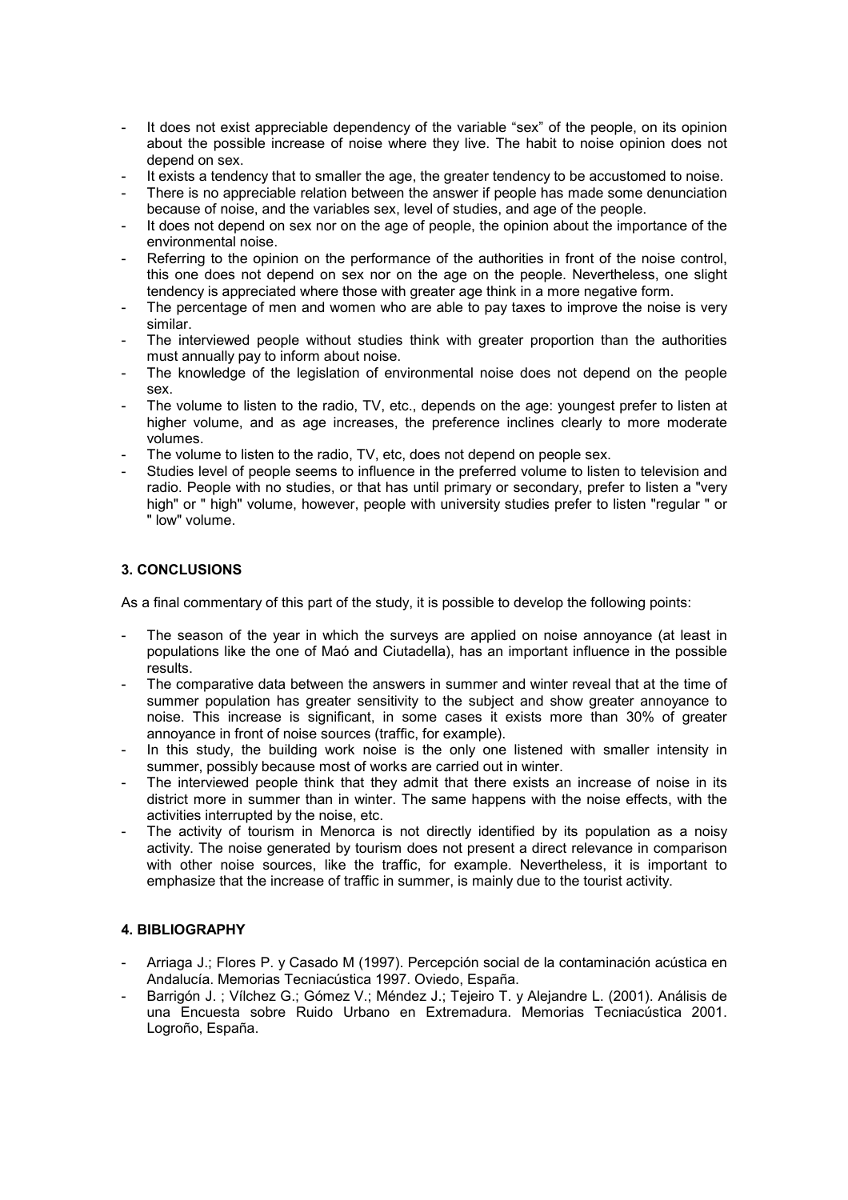- It does not exist appreciable dependency of the variable "sex" of the people, on its opinion about the possible increase of noise where they live. The habit to noise opinion does not depend on sex.
- It exists a tendency that to smaller the age, the greater tendency to be accustomed to noise.
- There is no appreciable relation between the answer if people has made some denunciation because of noise, and the variables sex, level of studies, and age of the people.
- It does not depend on sex nor on the age of people, the opinion about the importance of the environmental noise.
- Referring to the opinion on the performance of the authorities in front of the noise control, this one does not depend on sex nor on the age on the people. Nevertheless, one slight tendency is appreciated where those with greater age think in a more negative form.
- The percentage of men and women who are able to pay taxes to improve the noise is very similar.
- The interviewed people without studies think with greater proportion than the authorities must annually pay to inform about noise.
- The knowledge of the legislation of environmental noise does not depend on the people sex.
- The volume to listen to the radio, TV, etc., depends on the age: youngest prefer to listen at higher volume, and as age increases, the preference inclines clearly to more moderate volumes.
- The volume to listen to the radio, TV, etc, does not depend on people sex.
- Studies level of people seems to influence in the preferred volume to listen to television and radio. People with no studies, or that has until primary or secondary, prefer to listen a "very high" or " high" volume, however, people with university studies prefer to listen "regular " or " low" volume.

## 3. CONCLUSIONS

As a final commentary of this part of the study, it is possible to develop the following points:

- The season of the year in which the surveys are applied on noise annoyance (at least in populations like the one of Maó and Ciutadella), has an important influence in the possible results.
- The comparative data between the answers in summer and winter reveal that at the time of summer population has greater sensitivity to the subject and show greater annoyance to noise. This increase is significant, in some cases it exists more than 30% of greater annoyance in front of noise sources (traffic, for example).
- In this study, the building work noise is the only one listened with smaller intensity in summer, possibly because most of works are carried out in winter.
- The interviewed people think that they admit that there exists an increase of noise in its district more in summer than in winter. The same happens with the noise effects, with the activities interrupted by the noise, etc.
- The activity of tourism in Menorca is not directly identified by its population as a noisy activity. The noise generated by tourism does not present a direct relevance in comparison with other noise sources, like the traffic, for example. Nevertheless, it is important to emphasize that the increase of traffic in summer, is mainly due to the tourist activity.

## 4. BIBLIOGRAPHY

- Arriaga J.; Flores P. y Casado M (1997). Percepción social de la contaminación acústica en Andalucía. Memorias Tecniacústica 1997. Oviedo, España.
- Barrigón J. ; Vílchez G.; Gómez V.; Méndez J.; Tejeiro T. y Alejandre L. (2001). Análisis de una Encuesta sobre Ruido Urbano en Extremadura. Memorias Tecniacústica 2001. Logroño, España.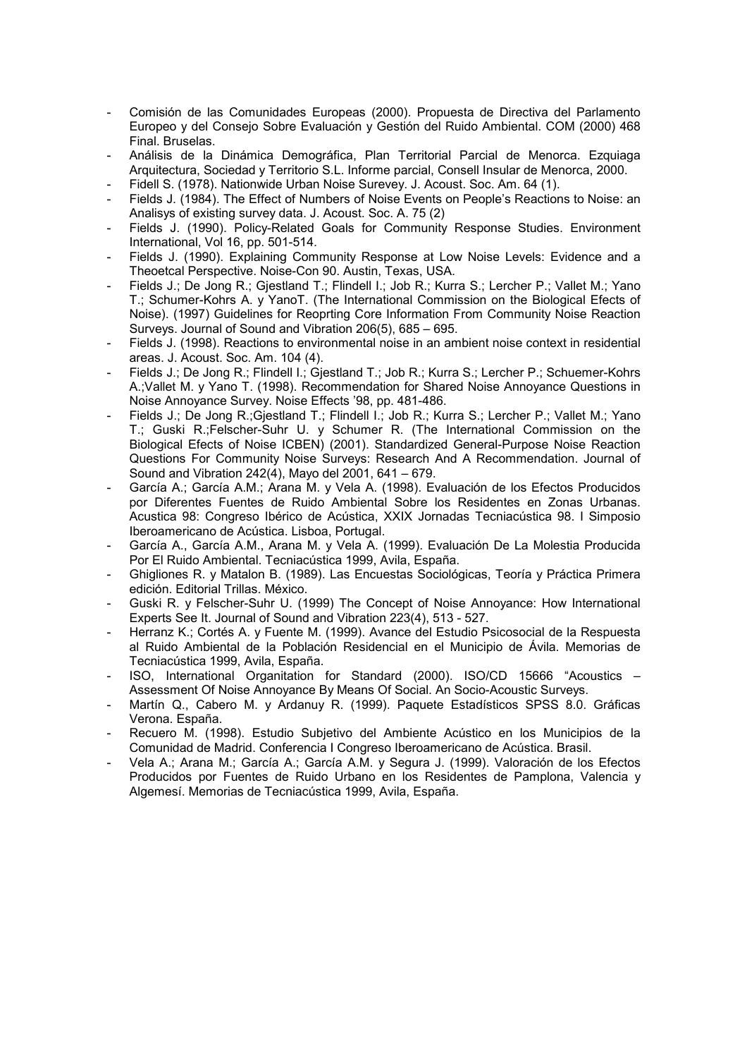- Comisión de las Comunidades Europeas (2000). Propuesta de Directiva del Parlamento Europeo y del Consejo Sobre Evaluación y Gestión del Ruido Ambiental. COM (2000) 468 Final. Bruselas.
- Análisis de la Dinámica Demográfica, Plan Territorial Parcial de Menorca. Ezquiaga Arquitectura, Sociedad y Territorio S.L. Informe parcial, Consell Insular de Menorca, 2000.
- Fidell S. (1978). Nationwide Urban Noise Surevey. J. Acoust. Soc. Am. 64 (1).
- Fields J. (1984). The Effect of Numbers of Noise Events on People's Reactions to Noise: an Analisys of existing survey data. J. Acoust. Soc. A. 75 (2)
- Fields J. (1990). Policy-Related Goals for Community Response Studies. Environment International, Vol 16, pp. 501-514.
- Fields J. (1990). Explaining Community Response at Low Noise Levels: Evidence and a Theoetcal Perspective. Noise-Con 90. Austin, Texas, USA.
- Fields J.; De Jong R.; Gjestland T.; Flindell I.; Job R.; Kurra S.; Lercher P.; Vallet M.; Yano T.; Schumer-Kohrs A. y YanoT. (The International Commission on the Biological Efects of Noise). (1997) Guidelines for Reoprting Core Information From Community Noise Reaction Surveys. Journal of Sound and Vibration 206(5), 685 – 695.
- Fields J. (1998). Reactions to environmental noise in an ambient noise context in residential areas. J. Acoust. Soc. Am. 104 (4).
- Fields J.; De Jong R.; Flindell I.; Gjestland T.; Job R.; Kurra S.; Lercher P.; Schuemer-Kohrs A.;Vallet M. y Yano T. (1998). Recommendation for Shared Noise Annoyance Questions in Noise Annoyance Survey. Noise Effects '98, pp. 481-486.
- Fields J.; De Jong R.;Gjestland T.; Flindell I.; Job R.; Kurra S.; Lercher P.; Vallet M.; Yano T.; Guski R.;Felscher-Suhr U. y Schumer R. (The International Commission on the Biological Efects of Noise ICBEN) (2001). Standardized General-Purpose Noise Reaction Questions For Community Noise Surveys: Research And A Recommendation. Journal of Sound and Vibration 242(4), Mayo del 2001, 641 – 679.
- García A.; García A.M.; Arana M. y Vela A. (1998). Evaluación de los Efectos Producidos por Diferentes Fuentes de Ruido Ambiental Sobre los Residentes en Zonas Urbanas. Acustica 98: Congreso Ibérico de Acústica, XXIX Jornadas Tecniacústica 98. I Simposio Iberoamericano de Acústica. Lisboa, Portugal.
- García A., García A.M., Arana M. y Vela A. (1999). Evaluación De La Molestia Producida Por El Ruido Ambiental. Tecniacústica 1999, Avila, España.
- Ghigliones R. y Matalon B. (1989). Las Encuestas Sociológicas, Teoría y Práctica Primera edición. Editorial Trillas. México.
- Guski R. y Felscher-Suhr U. (1999) The Concept of Noise Annoyance: How International Experts See It. Journal of Sound and Vibration 223(4), 513 - 527.
- Herranz K.; Cortés A. y Fuente M. (1999). Avance del Estudio Psicosocial de la Respuesta al Ruido Ambiental de la Población Residencial en el Municipio de Ávila. Memorias de Tecniacústica 1999, Avila, España.
- ISO, International Organitation for Standard (2000). ISO/CD 15666 "Acoustics – Assessment Of Noise Annoyance By Means Of Social. An Socio-Acoustic Surveys.
- Martín Q., Cabero M. y Ardanuy R. (1999). Paquete Estadísticos SPSS 8.0. Gráficas Verona. España.
- Recuero M. (1998). Estudio Subjetivo del Ambiente Acústico en los Municipios de la Comunidad de Madrid. Conferencia I Congreso Iberoamericano de Acústica. Brasil.
- Vela A.; Arana M.; García A.; García A.M. y Segura J. (1999). Valoración de los Efectos Producidos por Fuentes de Ruido Urbano en los Residentes de Pamplona, Valencia y Algemesí. Memorias de Tecniacústica 1999, Avila, España.